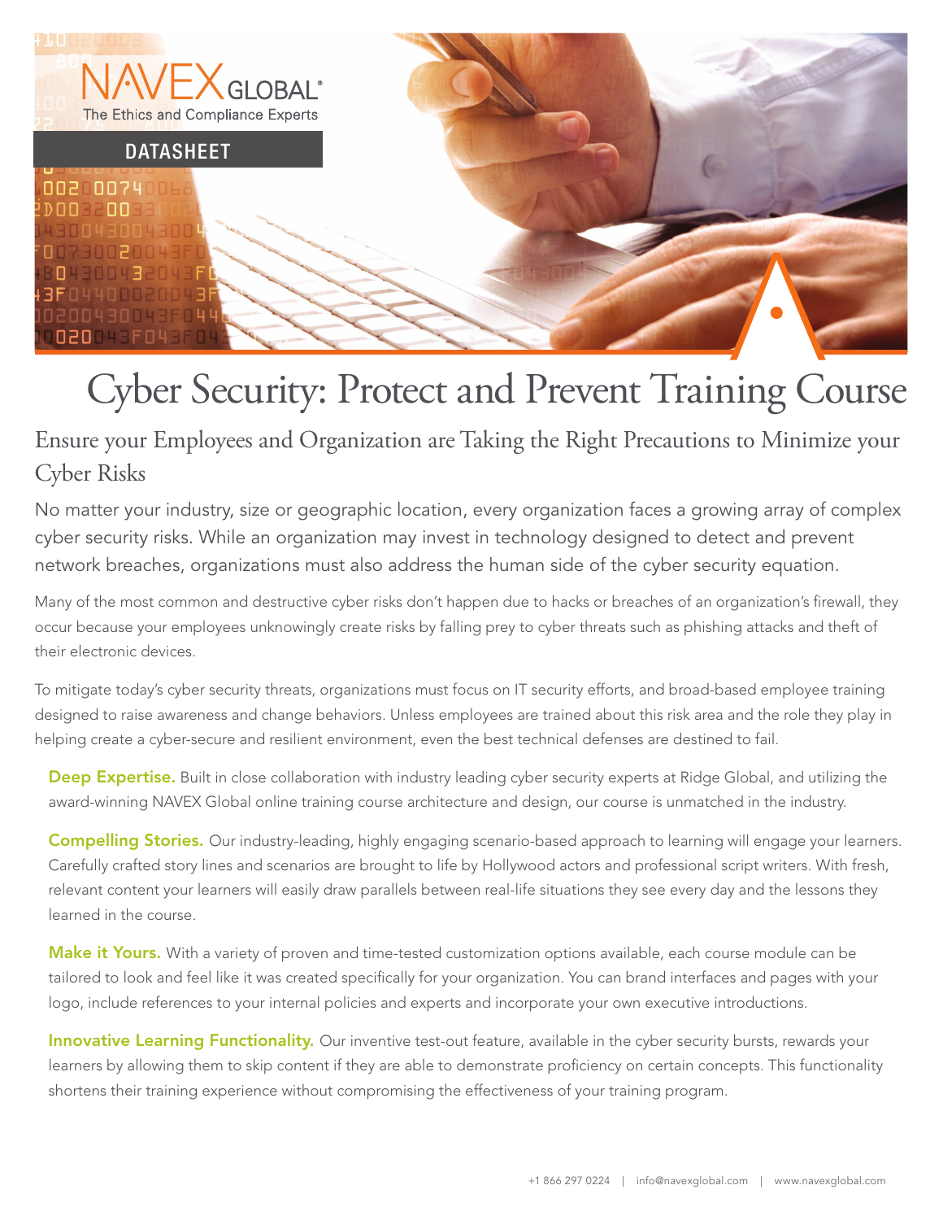NAVEX GLOBAL®
The Ethics and Compliance Experts

DATASHEET

# Cyber Security: Protect and Prevent Training Course

## Ensure your Employees and Organization are Taking the Right Precautions to Minimize your Cyber Risks

No matter your industry, size or geographic location, every organization faces a growing array of complex cyber security risks. While an organization may invest in technology designed to detect and prevent network breaches, organizations must also address the human side of the cyber security equation.

Many of the most common and destructive cyber risks don't happen due to hacks or breaches of an organization's firewall, they occur because your employees unknowingly create risks by falling prey to cyber threats such as phishing attacks and theft of their electronic devices.

To mitigate today's cyber security threats, organizations must focus on IT security efforts, and broad-based employee training designed to raise awareness and change behaviors. Unless employees are trained about this risk area and the role they play in helping create a cyber-secure and resilient environment, even the best technical defenses are destined to fail.

**Deep Expertise.** Built in close collaboration with industry leading cyber security experts at Ridge Global, and utilizing the award-winning NAVEX Global online training course architecture and design, our course is unmatched in the industry.

**Compelling Stories.** Our industry-leading, highly engaging scenario-based approach to learning will engage your learners. Carefully crafted story lines and scenarios are brought to life by Hollywood actors and professional script writers. With fresh, relevant content your learners will easily draw parallels between real-life situations they see every day and the lessons they learned in the course.

**Make it Yours.** With a variety of proven and time-tested customization options available, each course module can be tailored to look and feel like it was created specifically for your organization. You can brand interfaces and pages with your logo, include references to your internal policies and experts and incorporate your own executive introductions.

**Innovative Learning Functionality.** Our inventive test-out feature, available in the cyber security bursts, rewards your learners by allowing them to skip content if they are able to demonstrate proficiency on certain concepts. This functionality shortens their training experience without compromising the effectiveness of your training program.

+1 866 297 0224 | info@navexglobal.com | www.navexglobal.com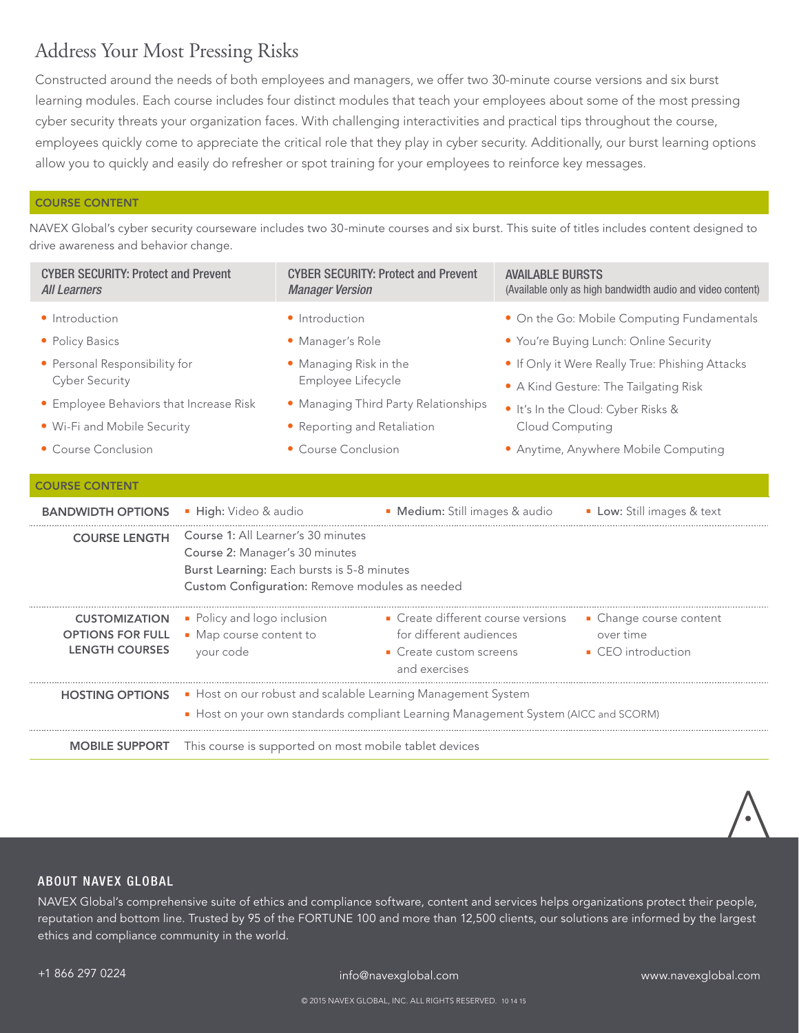# Address Your Most Pressing Risks

Constructed around the needs of both employees and managers, we offer two 30-minute course versions and six burst learning modules. Each course includes four distinct modules that teach your employees about some of the most pressing cyber security threats your organization faces. With challenging interactivities and practical tips throughout the course, employees quickly come to appreciate the critical role that they play in cyber security. Additionally, our burst learning options allow you to quickly and easily do refresher or spot training for your employees to reinforce key messages.

## COURSE CONTENT

NAVEX Global's cyber security courseware includes two 30-minute courses and six burst. This suite of titles includes content designed to drive awareness and behavior change.

| CYBER SECURITY: Protect and Prevent *All Learners* | CYBER SECURITY: Protect and Prevent *Manager Version* | AVAILABLE BURSTS (Available only as high bandwidth audio and video content) |
|---|---|---|
| • Introduction<br>• Policy Basics<br>• Personal Responsibility for Cyber Security<br>• Employee Behaviors that Increase Risk<br>• Wi-Fi and Mobile Security<br>• Course Conclusion | • Introduction<br>• Manager's Role<br>• Managing Risk in the Employee Lifecycle<br>• Managing Third Party Relationships<br>• Reporting and Retaliation<br>• Course Conclusion | • On the Go: Mobile Computing Fundamentals<br>• You're Buying Lunch: Online Security<br>• If Only it Were Really True: Phishing Attacks<br>• A Kind Gesture: The Tailgating Risk<br>• It's In the Cloud: Cyber Risks & Cloud Computing<br>• Anytime, Anywhere Mobile Computing |

## COURSE CONTENT

| | |
|---|---|
| **BANDWIDTH OPTIONS** | ▪ **High:** Video & audio ▪ **Medium:** Still images & audio ▪ **Low:** Still images & text |
| **COURSE LENGTH** | Course 1: All Learner's 30 minutes<br>Course 2: Manager's 30 minutes<br>Burst Learning: Each bursts is 5-8 minutes<br>Custom Configuration: Remove modules as needed |
| **CUSTOMIZATION OPTIONS FOR FULL LENGTH COURSES** | ▪ Policy and logo inclusion<br>▪ Map course content to your code<br>▪ Create different course versions for different audiences<br>▪ Create custom screens and exercises<br>▪ Change course content over time<br>▪ CEO introduction |
| **HOSTING OPTIONS** | ▪ Host on our robust and scalable Learning Management System<br>▪ Host on your own standards compliant Learning Management System (AICC and SCORM) |
| **MOBILE SUPPORT** | This course is supported on most mobile tablet devices |

## ABOUT NAVEX GLOBAL

NAVEX Global's comprehensive suite of ethics and compliance software, content and services helps organizations protect their people, reputation and bottom line. Trusted by 95 of the FORTUNE 100 and more than 12,500 clients, our solutions are informed by the largest ethics and compliance community in the world.

+1 866 297 0224 info@navexglobal.com www.navexglobal.com

© 2015 NAVEX GLOBAL, INC. ALL RIGHTS RESERVED. 10 14 15